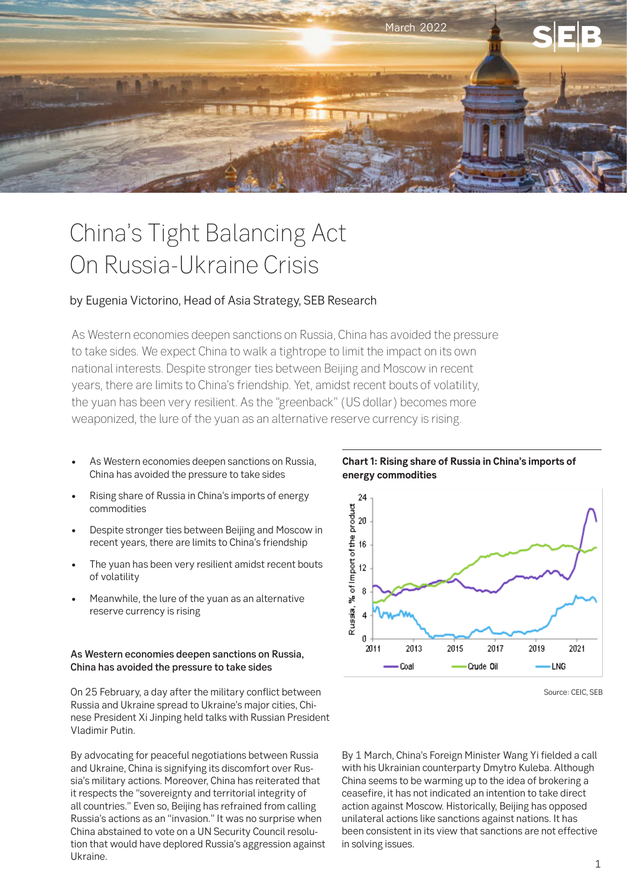# China's Tight Balancing Act On Russia-Ukraine Crisis

by Eugenia Victorino, Head of Asia Strategy, SEB Research

As Western economies deepen sanctions on Russia, China has avoided the pressure to take sides. We expect China to walk a tightrope to limit the impact on its own national interests. Despite stronger ties between Beijing and Moscow in recent years, there are limits to China's friendship. Yet, amidst recent bouts of volatility, the yuan has been very resilient. As the "greenback" (US dollar) becomes more weaponized, the lure of the yuan as an alternative reserve currency is rising.

- As Western economies deepen sanctions on Russia, China has avoided the pressure to take sides
- Rising share of Russia in China's imports of energy commodities
- Despite stronger ties between Beijing and Moscow in recent years, there are limits to China's friendship
- The yuan has been very resilient amidst recent bouts of volatility
- Meanwhile, the lure of the yuan as an alternative reserve currency is rising

**Chart 1: Rising share of Russia in China's imports of energy commodities**

Source: CEIC, SEB

### As Western economies deepen sanctions on Russia, China has avoided the pressure to take sides

On 25 February, a day after the military conflict between Russia and Ukraine spread to Ukraine's major cities, Chinese President Xi Jinping held talks with Russian President Vladimir Putin.

By advocating for peaceful negotiations between Russia and Ukraine, China is signifying its discomfort over Russia's military actions. Moreover, China has reiterated that it respects the "sovereignty and territorial integrity of all countries." Even so, Beijing has refrained from calling Russia's actions as an "invasion." It was no surprise when China abstained to vote on a UN Security Council resolution that would have deplored Russia's aggression against Ukraine.

By 1 March, China's Foreign Minister Wang Yi fielded a call with his Ukrainian counterparty Dmytro Kuleba. Although China seems to be warming up to the idea of brokering a ceasefire, it has not indicated an intention to take direct action against Moscow. Historically, Beijing has opposed unilateral actions like sanctions against nations. It has been consistent in its view that sanctions are not effective in solving issues.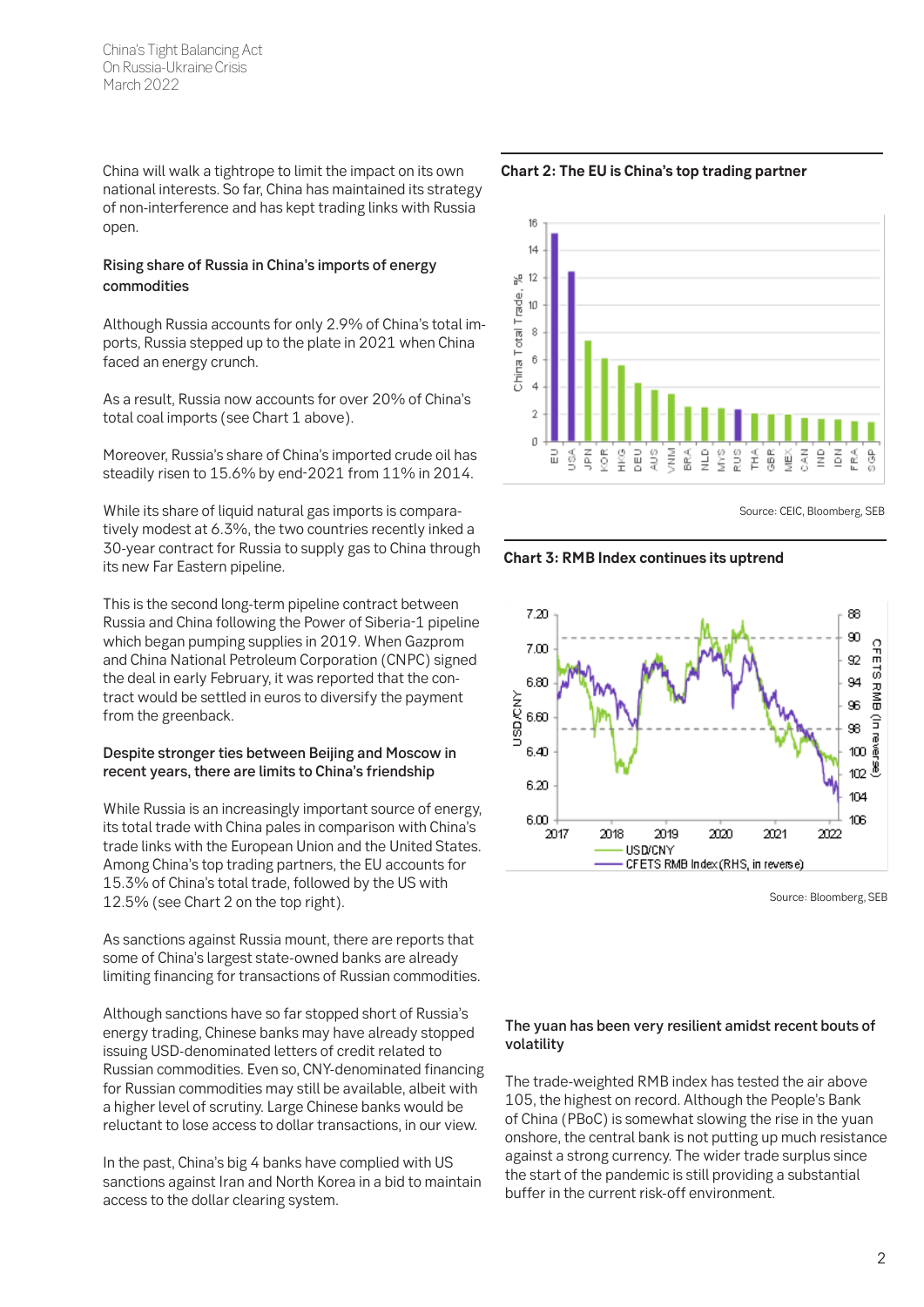China will walk a tightrope to limit the impact on its own national interests. So far, China has maintained its strategy of non-interference and has kept trading links with Russia open.

**Rising share of Russia in China's imports of energy commodities**

Although Russia accounts for only 2.9% of China's total imports, Russia stepped up to the plate in 2021 when China faced an energy crunch.

As a result, Russia now accounts for over 20% of China's total coal imports (see Chart 1 above).

Moreover, Russia's share of China's imported crude oil has steadily risen to 15.6% by end-2021 from 11% in 2014.

While its share of liquid natural gas imports is comparatively modest at 6.3%, the two countries recently inked a 30-year contract for Russia to supply gas to China through its new Far Eastern pipeline.

This is the second long-term pipeline contract between Russia and China following the Power of Siberia-1 pipeline which began pumping supplies in 2019. When Gazprom and China National Petroleum Corporation (CNPC) signed the deal in early February, it was reported that the contract would be settled in euros to diversify the payment from the greenback.

**Despite stronger ties between Beijing and Moscow in recent years, there are limits to China's friendship**

While Russia is an increasingly important source of energy, its total trade with China pales in comparison with China's trade links with the European Union and the United States. Among China's top trading partners, the EU accounts for 15.3% of China's total trade, followed by the US with 12.5% (see Chart 2 on the top right).

As sanctions against Russia mount, there are reports that some of China's largest state-owned banks are already limiting financing for transactions of Russian commodities.

Although sanctions have so far stopped short of Russia's energy trading, Chinese banks may have already stopped issuing USD-denominated letters of credit related to Russian commodities. Even so, CNY-denominated financing for Russian commodities may still be available, albeit with a higher level of scrutiny. Large Chinese banks would be reluctant to lose access to dollar transactions, in our view.

In the past, China's big 4 banks have complied with US sanctions against Iran and North Korea in a bid to maintain access to the dollar clearing system.

**Chart 2: The EU is China's top trading partner**

Source: CEIC, Bloomberg, SEB

**Chart 3: RMB Index continues its uptrend**

Source: Bloomberg, SEB

**The yuan has been very resilient amidst recent bouts of volatility**

The trade-weighted RMB index has tested the air above 105, the highest on record. Although the People's Bank of China (PBoC) is somewhat slowing the rise in the yuan onshore, the central bank is not putting up much resistance against a strong currency. The wider trade surplus since the start of the pandemic is still providing a substantial buffer in the current risk-off environment.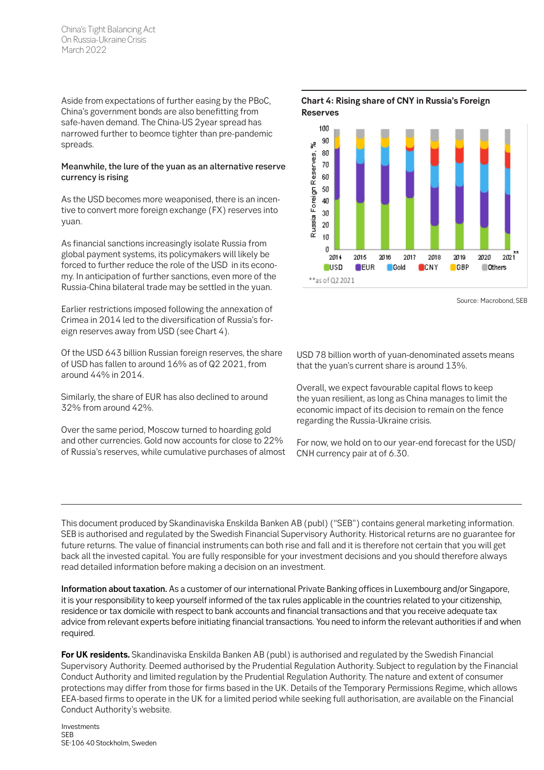Aside from expectations of further easing by the PBoC, China's government bonds are also benefitting from safe-haven demand. The China-US 2year spread has narrowed further to beomce tighter than pre-pandemic spreads.

**Meanwhile, the lure of the yuan as an alternative reserve currency is rising**

As the USD becomes more weaponised, there is an incentive to convert more foreign exchange (FX) reserves into yuan.

As financial sanctions increasingly isolate Russia from global payment systems, its policymakers will likely be forced to further reduce the role of the USD in its economy. In anticipation of further sanctions, even more of the Russia-China bilateral trade may be settled in the yuan.

Earlier restrictions imposed following the annexation of Crimea in 2014 led to the diversification of Russia's foreign reserves away from USD (see Chart 4).

Of the USD 643 billion Russian foreign reserves, the share of USD has fallen to around 16% as of Q2 2021, from around 44% in 2014.

Similarly, the share of EUR has also declined to around 32% from around 42%.

Over the same period, Moscow turned to hoarding gold and other currencies. Gold now accounts for close to 22% of Russia's reserves, while cumulative purchases of almost USD 78 billion worth of yuan-denominated assets means that the yuan's current share is around 13%.

Overall, we expect favourable capital flows to keep the yuan resilient, as long as China manages to limit the economic impact of its decision to remain on the fence regarding the Russia-Ukraine crisis.

For now, we hold on to our year-end forecast for the USD/CNH currency pair at of 6.30.

**Chart 4: Rising share of CNY in Russia's Foreign Reserves**

Russia Foreign Reserves, %

0
10
20
30
40
50
60
70
80
90
100

2014
2015
2016
2017
2018
2019
2020
2021**

USD
EUR
Gold
CNY
GBP
Others

**as of Q2 2021

Source: Macrobond, SEB

This document produced by Skandinaviska Enskilda Banken AB (publ) ("SEB") contains general marketing information. SEB is authorised and regulated by the Swedish Financial Supervisory Authority. Historical returns are no guarantee for future returns. The value of financial instruments can both rise and fall and it is therefore not certain that you will get back all the invested capital. You are fully responsible for your investment decisions and you should therefore always read detailed information before making a decision on an investment.

**Information about taxation.** As a customer of our international Private Banking offices in Luxembourg and/or Singapore, it is your responsibility to keep yourself informed of the tax rules applicable in the countries related to your citizenship, residence or tax domicile with respect to bank accounts and financial transactions and that you receive adequate tax advice from relevant experts before initiating financial transactions. You need to inform the relevant authorities if and when required.

**For UK residents.** Skandinaviska Enskilda Banken AB (publ) is authorised and regulated by the Swedish Financial Supervisory Authority. Deemed authorised by the Prudential Regulation Authority. Subject to regulation by the Financial Conduct Authority and limited regulation by the Prudential Regulation Authority. The nature and extent of consumer protections may differ from those for firms based in the UK. Details of the Temporary Permissions Regime, which allows EEA-based firms to operate in the UK for a limited period while seeking full authorisation, are available on the Financial Conduct Authority's website.

Investments
SEB
SE-106 40 Stockholm, Sweden